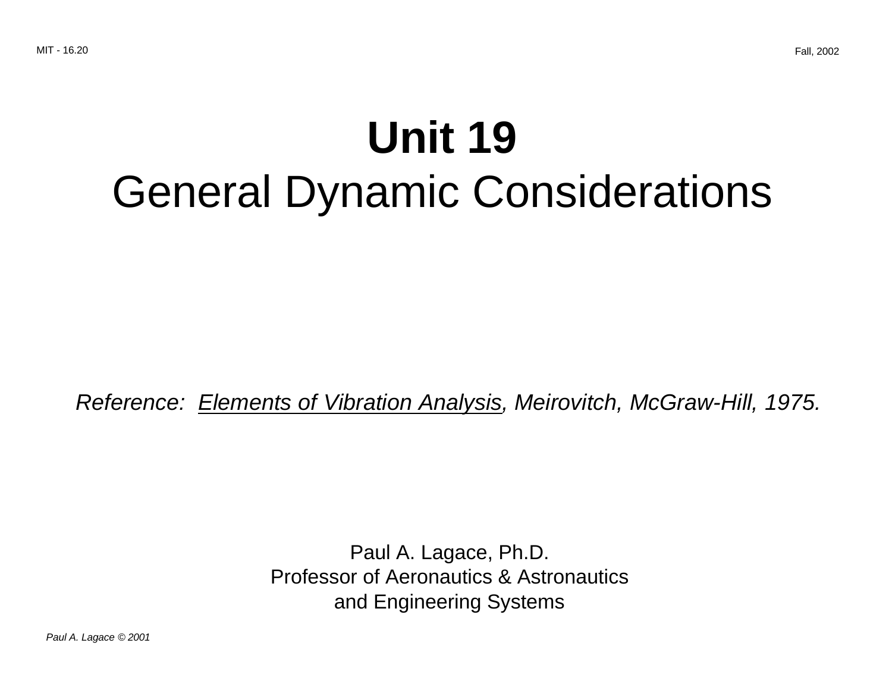# Unit 19

## General Dynamic Considerations

*Reference: Elements of Vibration Analysis, Meirovitch, McGraw-Hill, 1975.*

Paul A. Lagace, Ph.D.
Professor of Aeronautics & Astronautics
and Engineering Systems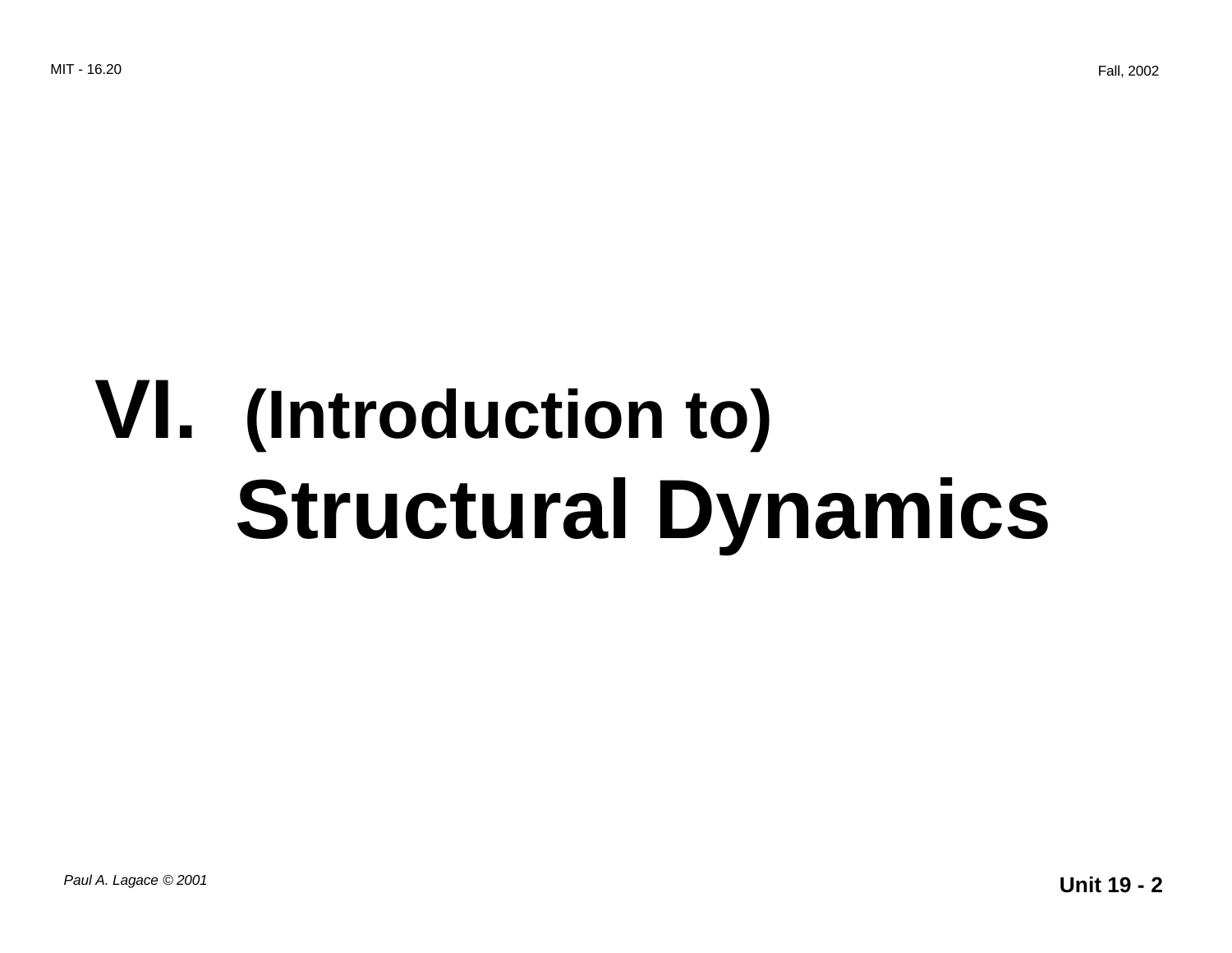# VI. (Introduction to) Structural Dynamics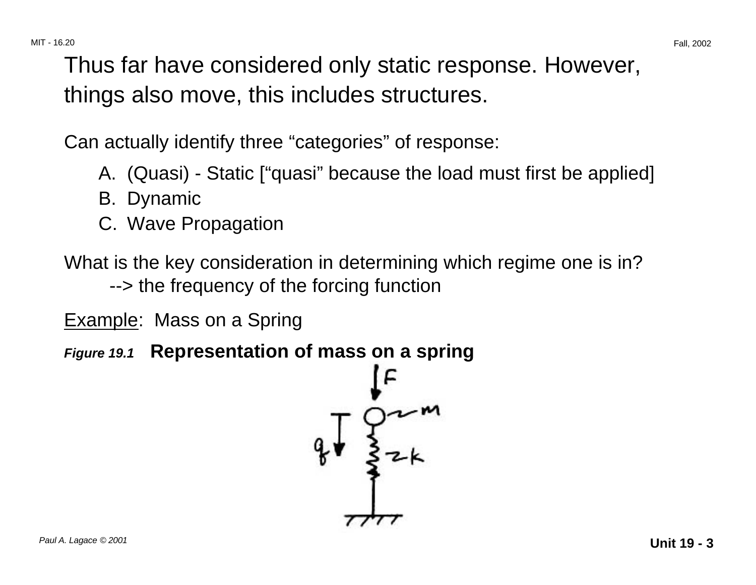Thus far have considered only static response. However, things also move, this includes structures.

Can actually identify three “categories” of response:

A. (Quasi) - Static [“quasi” because the load must first be applied]
B. Dynamic
C. Wave Propagation

What is the key consideration in determining which regime one is in?
--> the frequency of the forcing function

Example: Mass on a Spring

***Figure 19.1*** **Representation of mass on a spring**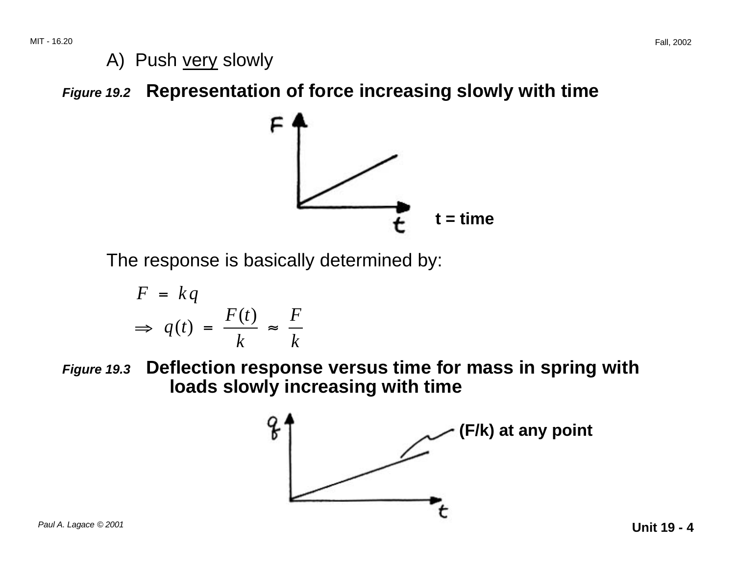A) Push <u>very</u> slowly

***Figure 19.2*** **Representation of force increasing slowly with time**

**t = time**

The response is basically determined by:

$$F = kq$$

$$\Rightarrow \; q(t) = \frac{F(t)}{k} \approx \frac{F}{k}$$

***Figure 19.3*** **Deflection response versus time for mass in spring with loads slowly increasing with time**

**(F/k) at any point**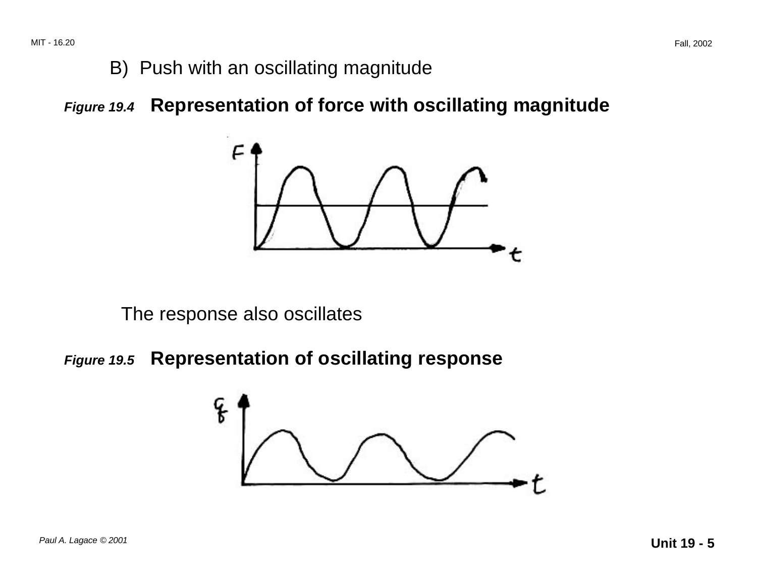B) Push with an oscillating magnitude

***Figure 19.4*** **Representation of force with oscillating magnitude**

The response also oscillates

***Figure 19.5*** **Representation of oscillating response**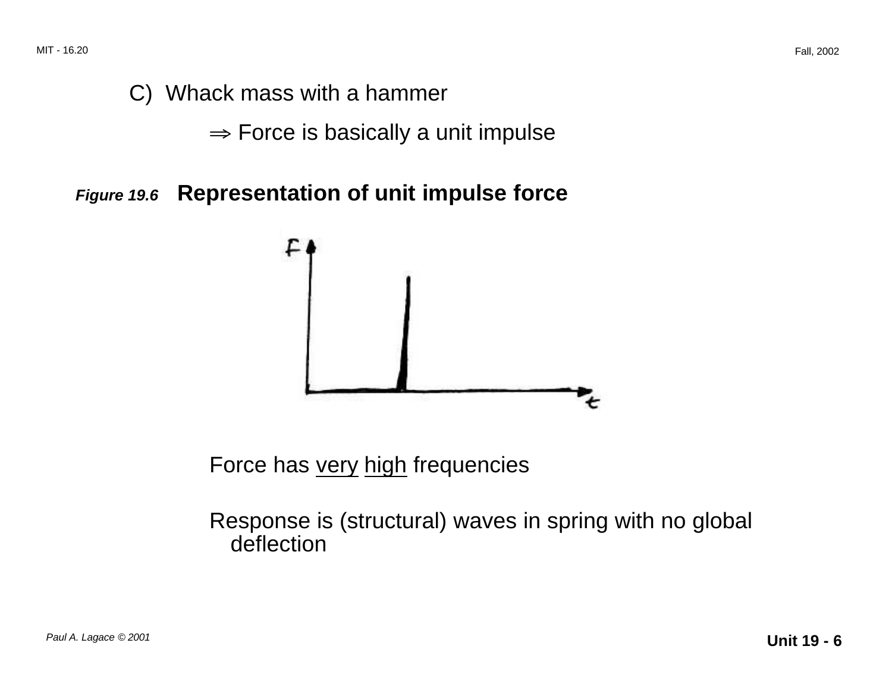C) Whack mass with a hammer

$\Rightarrow$ Force is basically a unit impulse

***Figure 19.6*** **Representation of unit impulse force**

Force has very high frequencies

Response is (structural) waves in spring with no global deflection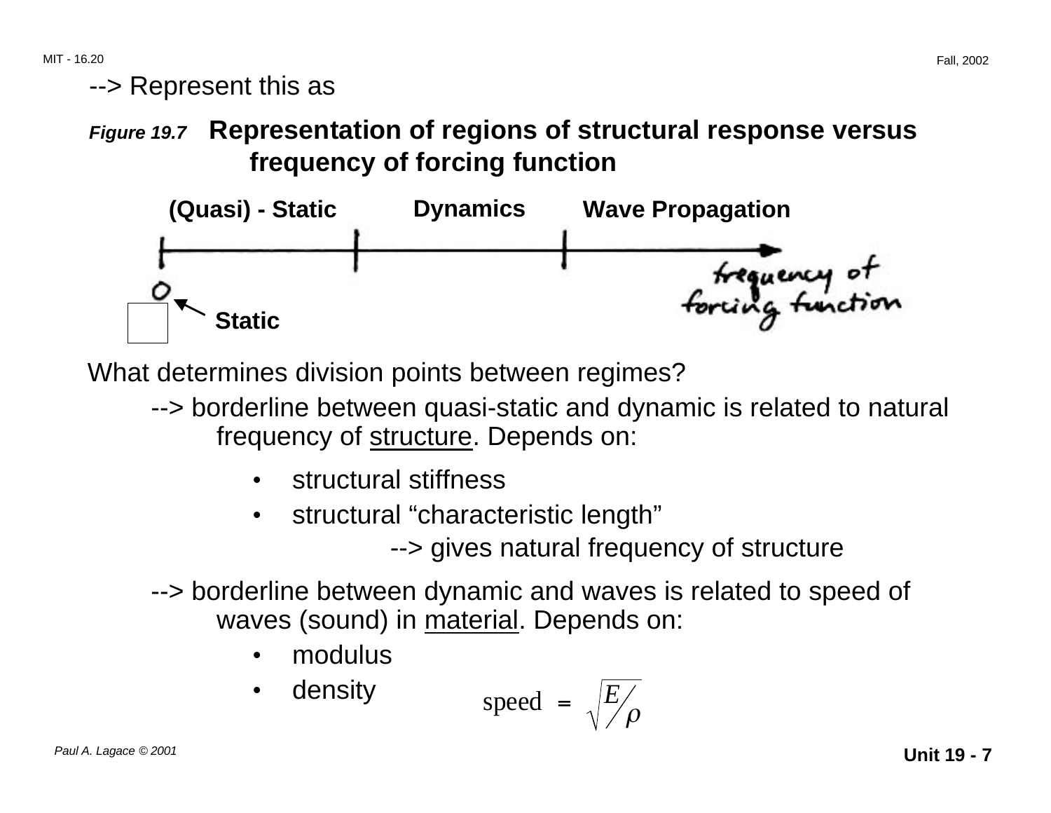--> Represent this as

***Figure 19.7*** **Representation of regions of structural response versus frequency of forcing function**

**(Quasi) - Static** **Dynamics** **Wave Propagation**

0 ← **Static**

frequency of forcing function

What determines division points between regimes?

--> borderline between quasi-static and dynamic is related to natural frequency of structure. Depends on:

- structural stiffness
- structural "characteristic length"

 --> gives natural frequency of structure

--> borderline between dynamic and waves is related to speed of waves (sound) in material. Depends on:

- modulus
- density

$$\text{speed} = \sqrt{E/\rho}$$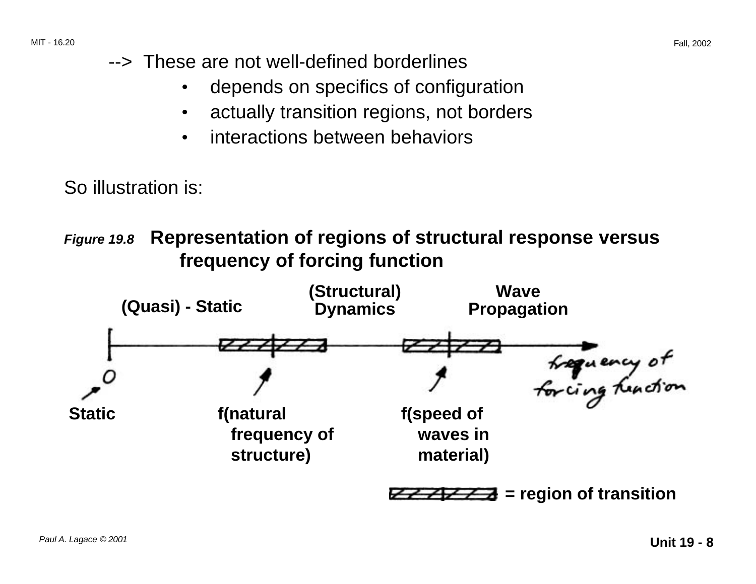--> These are not well-defined borderlines

- depends on specifics of configuration
- actually transition regions, not borders
- interactions between behaviors

So illustration is:

***Figure 19.8*** **Representation of regions of structural response versus frequency of forcing function**

**(Quasi) - Static** **(Structural) Dynamics** **Wave Propagation**

0

frequency of forcing function

**Static** **f(natural frequency of structure)** **f(speed of waves in material)**

**= region of transition**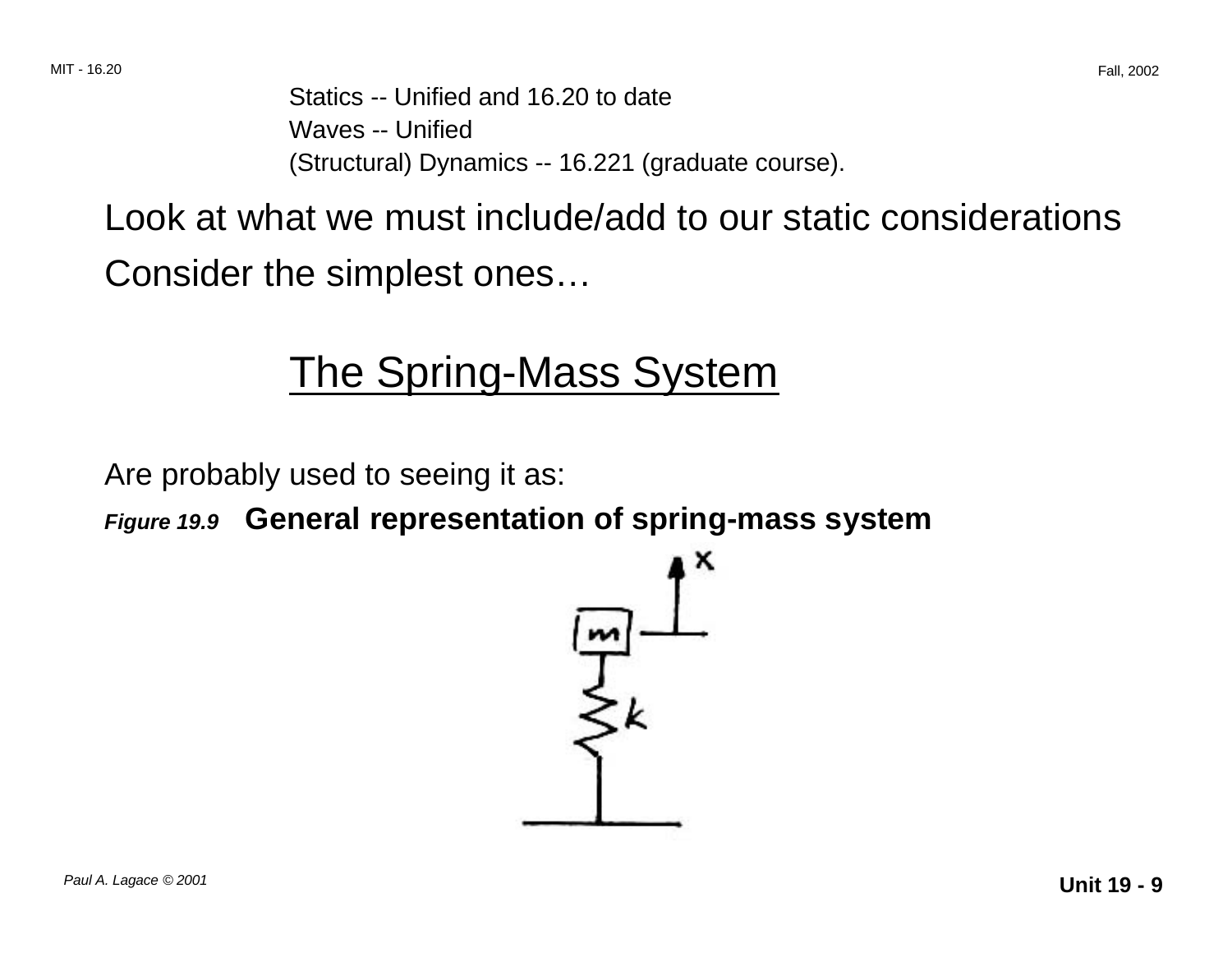Statics -- Unified and 16.20 to date
Waves -- Unified
(Structural) Dynamics -- 16.221 (graduate course).

Look at what we must include/add to our static considerations

Consider the simplest ones…

## The Spring-Mass System

Are probably used to seeing it as:

*Figure 19.9* **General representation of spring-mass system**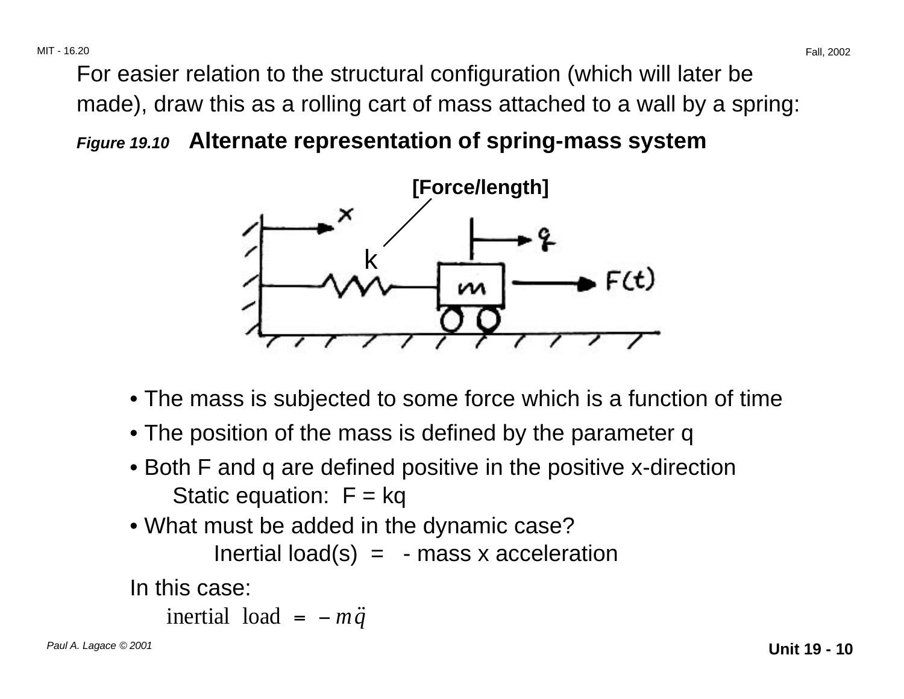For easier relation to the structural configuration (which will later be made), draw this as a rolling cart of mass attached to a wall by a spring:

***Figure 19.10*** **Alternate representation of spring-mass system**

- The mass is subjected to some force which is a function of time
- The position of the mass is defined by the parameter q
- Both F and q are defined positive in the positive x-direction

    Static equation: F = kq

- What must be added in the dynamic case?

    Inertial load(s) = - mass x acceleration

In this case:

$$\text{inertial load} = -m\ddot{q}$$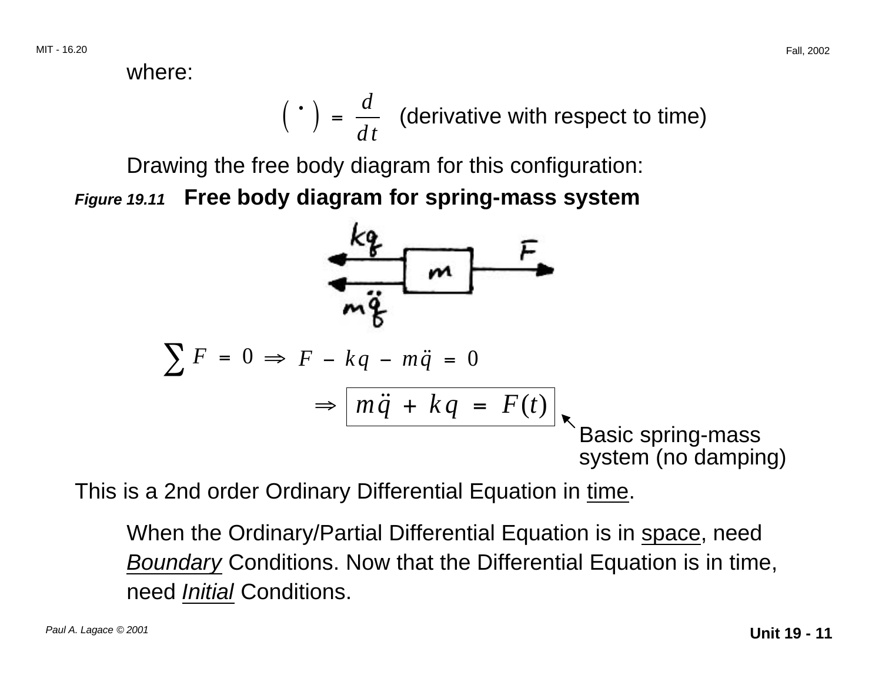where:

$$( \dot{} ) = \frac{d}{dt} \quad \text{(derivative with respect to time)}$$

Drawing the free body diagram for this configuration:

***Figure 19.11*** **Free body diagram for spring-mass system**

$$\sum F = 0 \Rightarrow F - kq - m\ddot{q} = 0$$

$$\Rightarrow \boxed{m\ddot{q} + kq = F(t)}$$

Basic spring-mass system (no damping)

This is a 2nd order Ordinary Differential Equation in <u>time</u>.

When the Ordinary/Partial Differential Equation is in <u>space</u>, need <u>*Boundary*</u> Conditions. Now that the Differential Equation is in time, need <u>*Initial*</u> Conditions.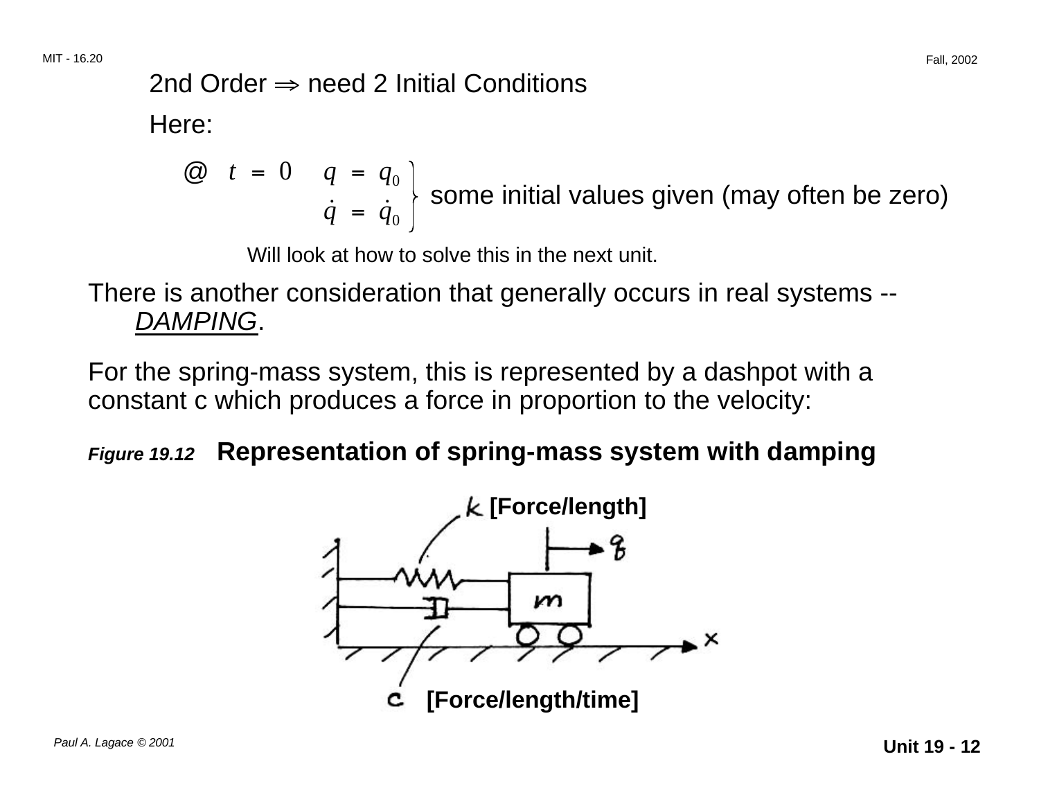2nd Order $\Rightarrow$ need 2 Initial Conditions

Here:

$$@ \quad t = 0 \quad \left.\begin{aligned} q &= q_0 \\ \dot{q} &= \dot{q}_0 \end{aligned}\right\} \text{ some initial values given (may often be zero)}$$

Will look at how to solve this in the next unit.

There is another consideration that generally occurs in real systems -- *DAMPING*.

For the spring-mass system, this is represented by a dashpot with a constant c which produces a force in proportion to the velocity:

***Figure 19.12*** **Representation of spring-mass system with damping**

$k$ **[Force/length]**

$c$ **[Force/length/time]**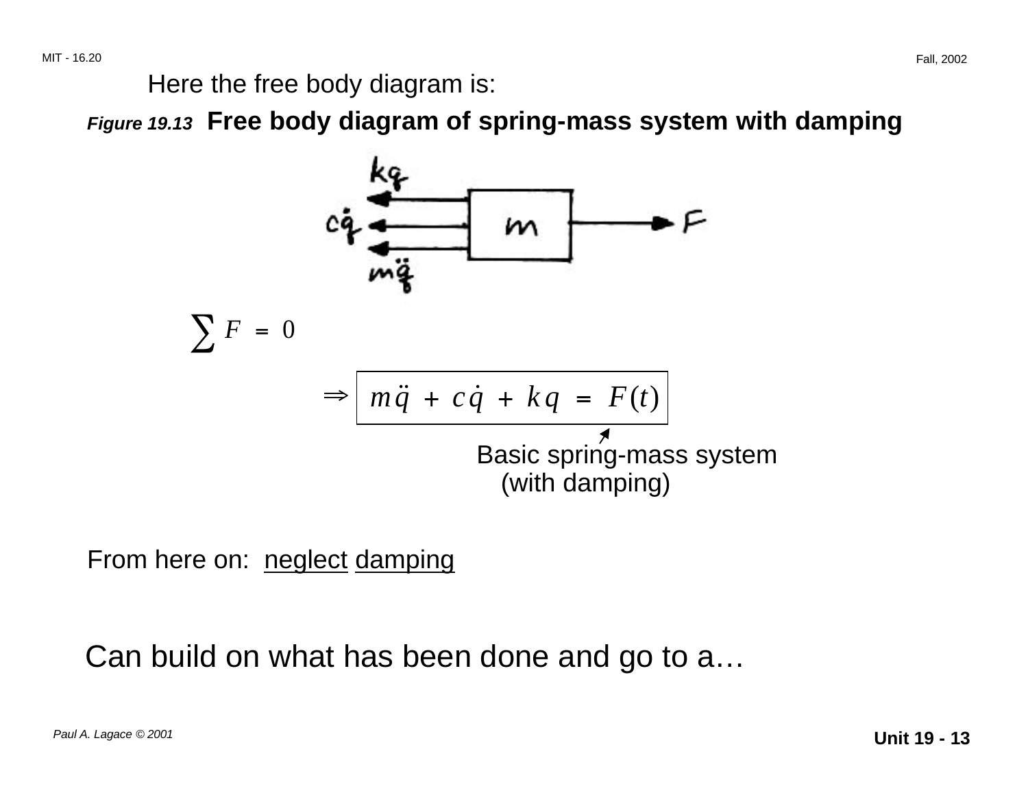Here the free body diagram is:

***Figure 19.13*** **Free body diagram of spring-mass system with damping**

$$\sum F = 0$$

$$\Rightarrow \boxed{m\ddot{q} + c\dot{q} + kq = F(t)}$$

Basic spring-mass system (with damping)

From here on: neglect damping

Can build on what has been done and go to a…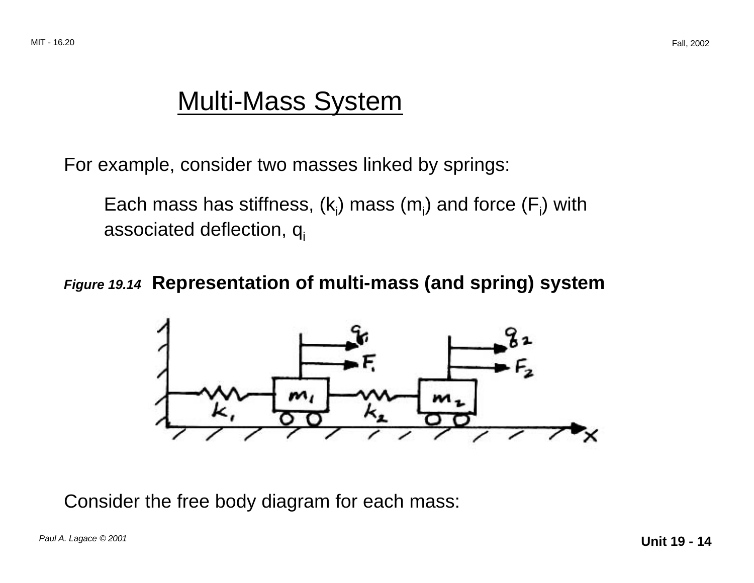# Multi-Mass System

For example, consider two masses linked by springs:

Each mass has stiffness, ($k_i$) mass ($m_i$) and force ($F_i$) with associated deflection, $q_i$

***Figure 19.14*** **Representation of multi-mass (and spring) system**

Consider the free body diagram for each mass: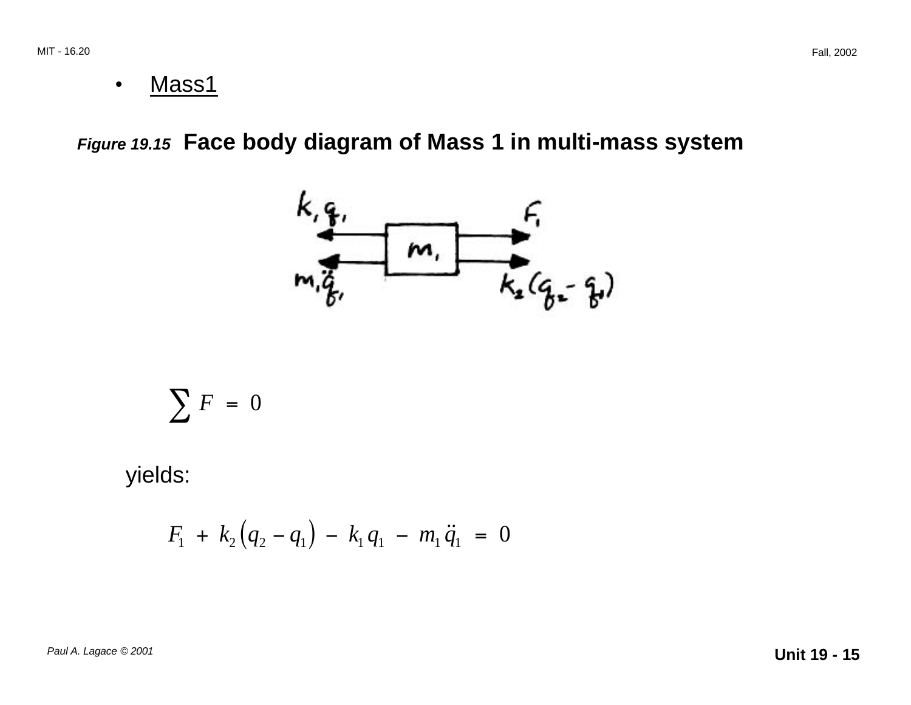- <u>Mass1</u>

***Figure 19.15*** **Face body diagram of Mass 1 in multi-mass system**

$$\sum F = 0$$

yields:

$$F_1 + k_2 \left(q_2 - q_1\right) - k_1 q_1 - m_1 \ddot{q}_1 = 0$$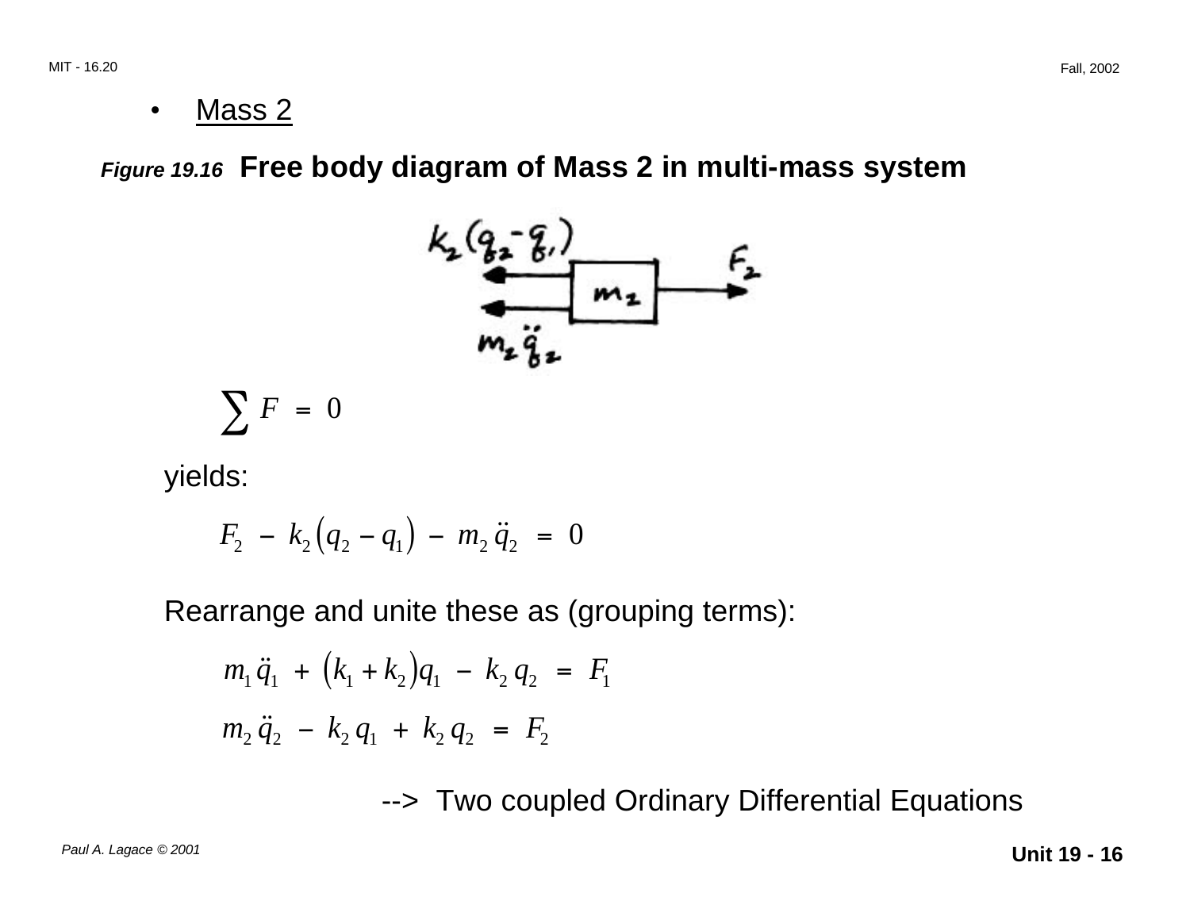- Mass 2

***Figure 19.16*** **Free body diagram of Mass 2 in multi-mass system**

$$\sum F = 0$$

yields:

$$F_2 - k_2 \left(q_2 - q_1\right) - m_2 \ddot{q}_2 = 0$$

Rearrange and unite these as (grouping terms):

$$m_1 \ddot{q}_1 + \left(k_1 + k_2\right) q_1 - k_2 q_2 = F_1$$

$$m_2 \ddot{q}_2 - k_2 q_1 + k_2 q_2 = F_2$$

--> Two coupled Ordinary Differential Equations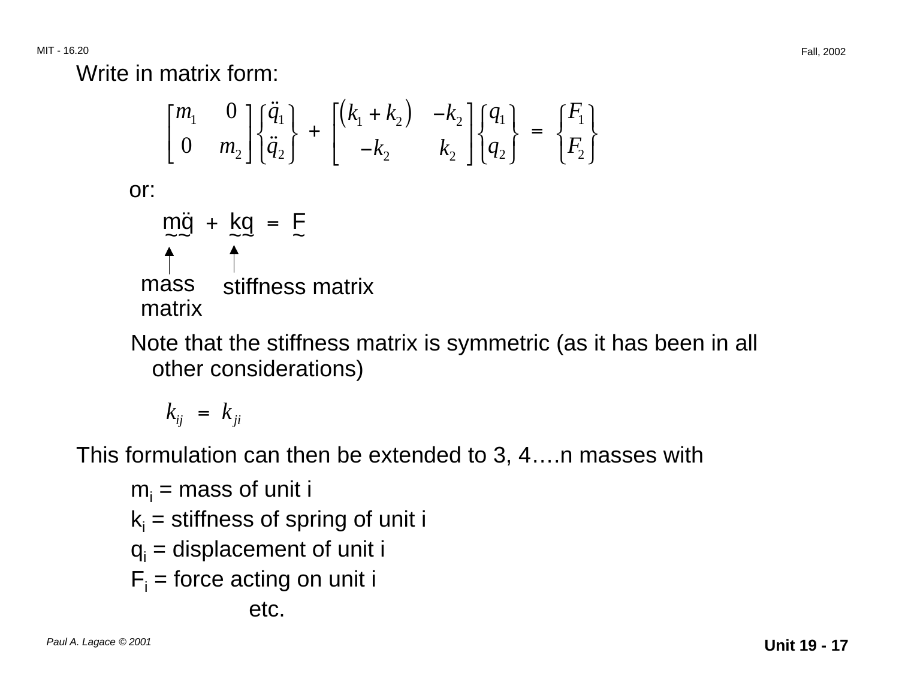Write in matrix form:

$$\begin{bmatrix} m_1 & 0 \\ 0 & m_2 \end{bmatrix} \begin{Bmatrix} \ddot{q}_1 \\ \ddot{q}_2 \end{Bmatrix} + \begin{bmatrix} (k_1 + k_2) & -k_2 \\ -k_2 & k_2 \end{bmatrix} \begin{Bmatrix} q_1 \\ q_2 \end{Bmatrix} = \begin{Bmatrix} F_1 \\ F_2 \end{Bmatrix}$$

or:

$$\underset{\sim}{m}\,\underset{\sim}{\ddot{q}} + \underset{\sim}{k}\,\underset{\sim}{q} = \underset{\sim}{F}$$

($\underset{\sim}{m}$ = mass matrix, $\underset{\sim}{k}$ = stiffness matrix)

Note that the stiffness matrix is symmetric (as it has been in all other considerations)

$$k_{ij} = k_{ji}$$

This formulation can then be extended to 3, 4….n masses with

$m_i$ = mass of unit i
$k_i$ = stiffness of spring of unit i
$q_i$ = displacement of unit i
$F_i$ = force acting on unit i
etc.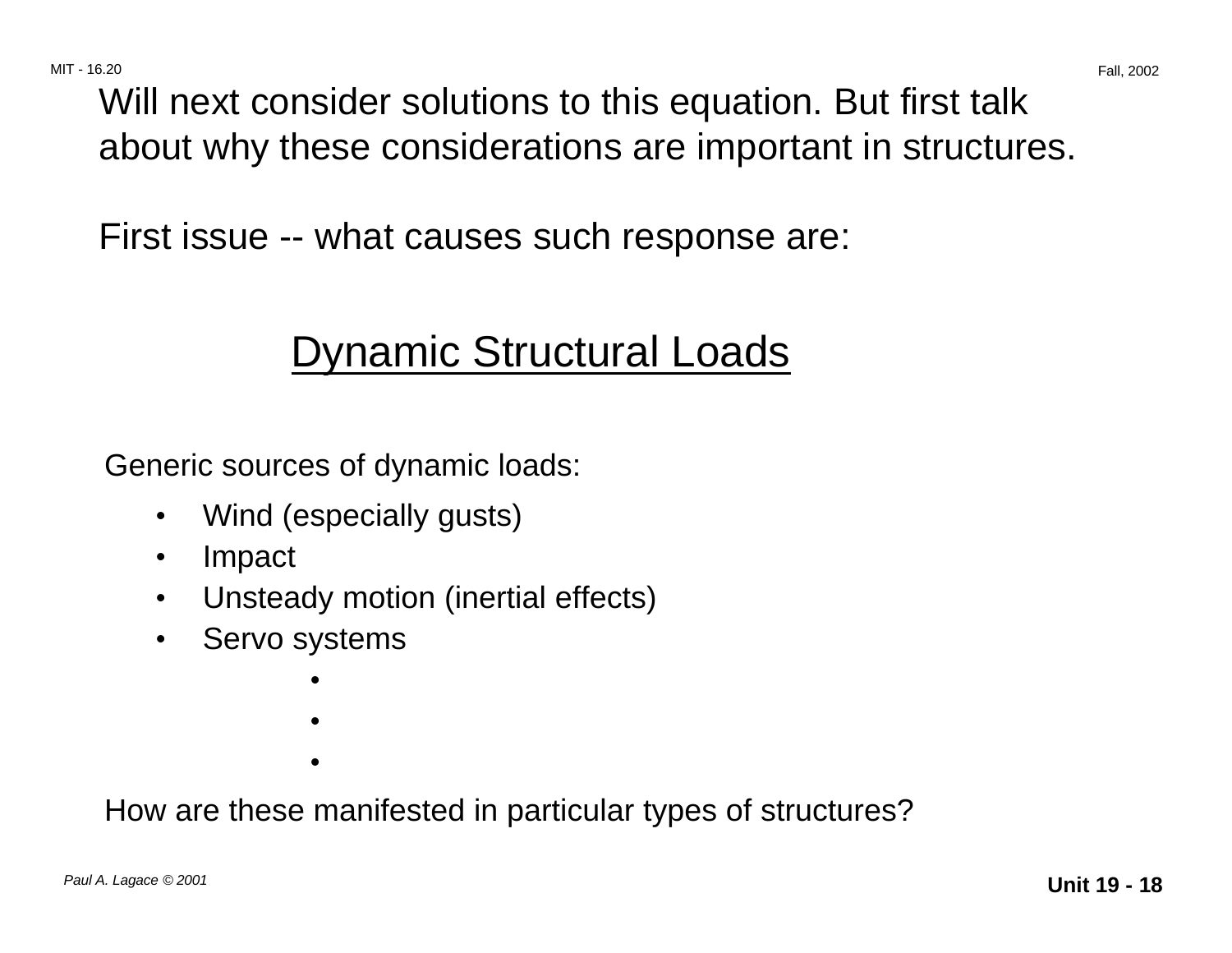Will next consider solutions to this equation. But first talk about why these considerations are important in structures.

First issue -- what causes such response are:

## Dynamic Structural Loads

Generic sources of dynamic loads:

- Wind (especially gusts)
- Impact
- Unsteady motion (inertial effects)
- Servo systems
  - 
  - 
  - 

How are these manifested in particular types of structures?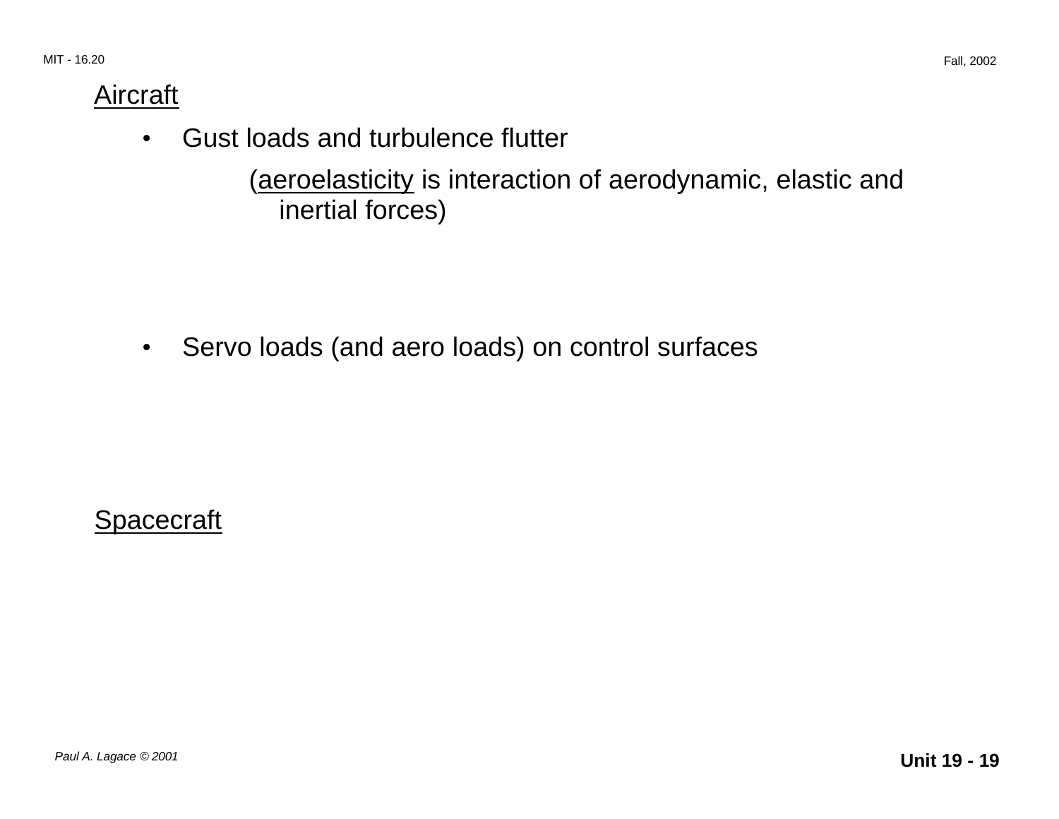<u>Aircraft</u>

- Gust loads and turbulence flutter

  (<u>aeroelasticity</u> is interaction of aerodynamic, elastic and inertial forces)

- Servo loads (and aero loads) on control surfaces

<u>Spacecraft</u>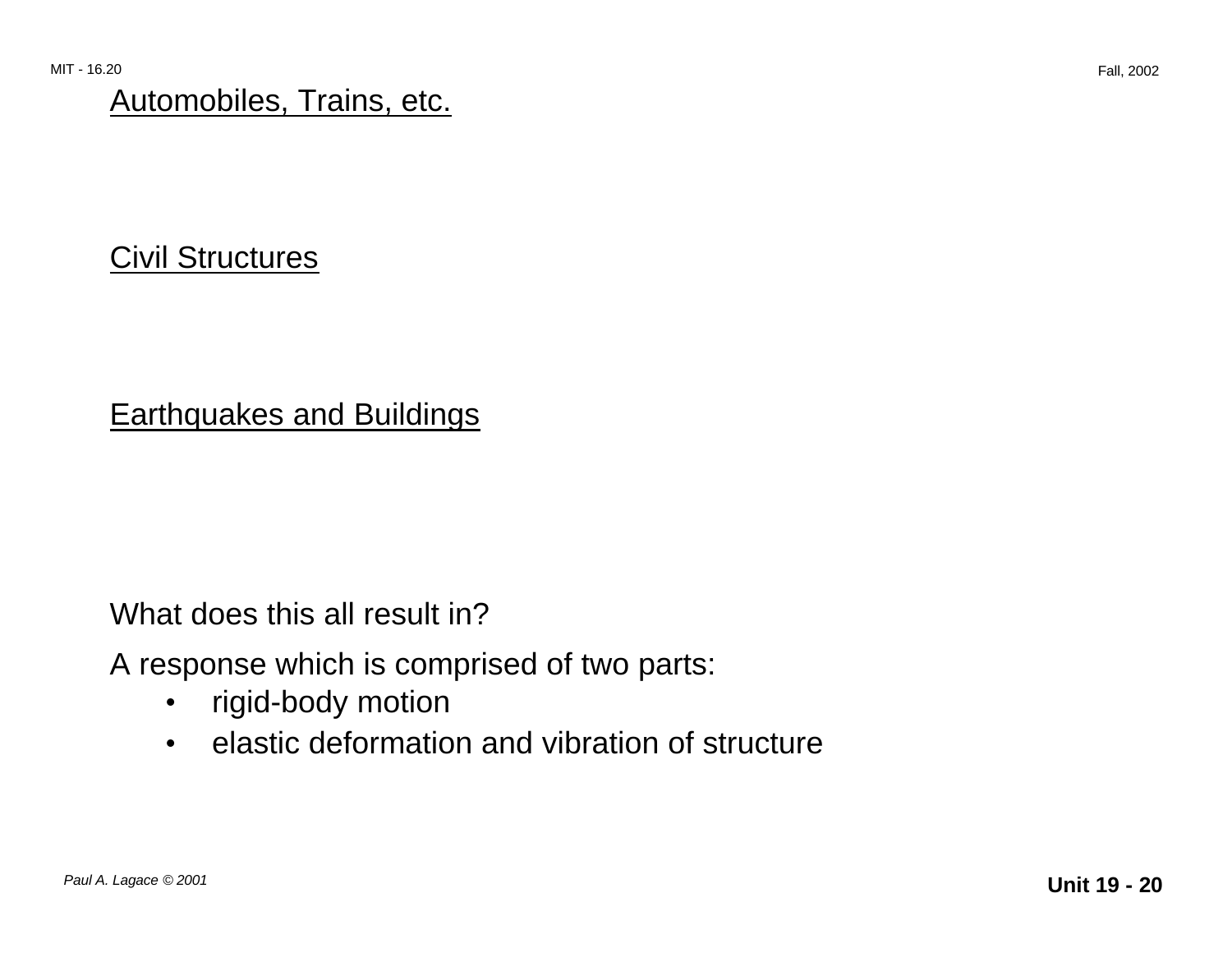Automobiles, Trains, etc.

Civil Structures

Earthquakes and Buildings

What does this all result in?

A response which is comprised of two parts:

- rigid-body motion
- elastic deformation and vibration of structure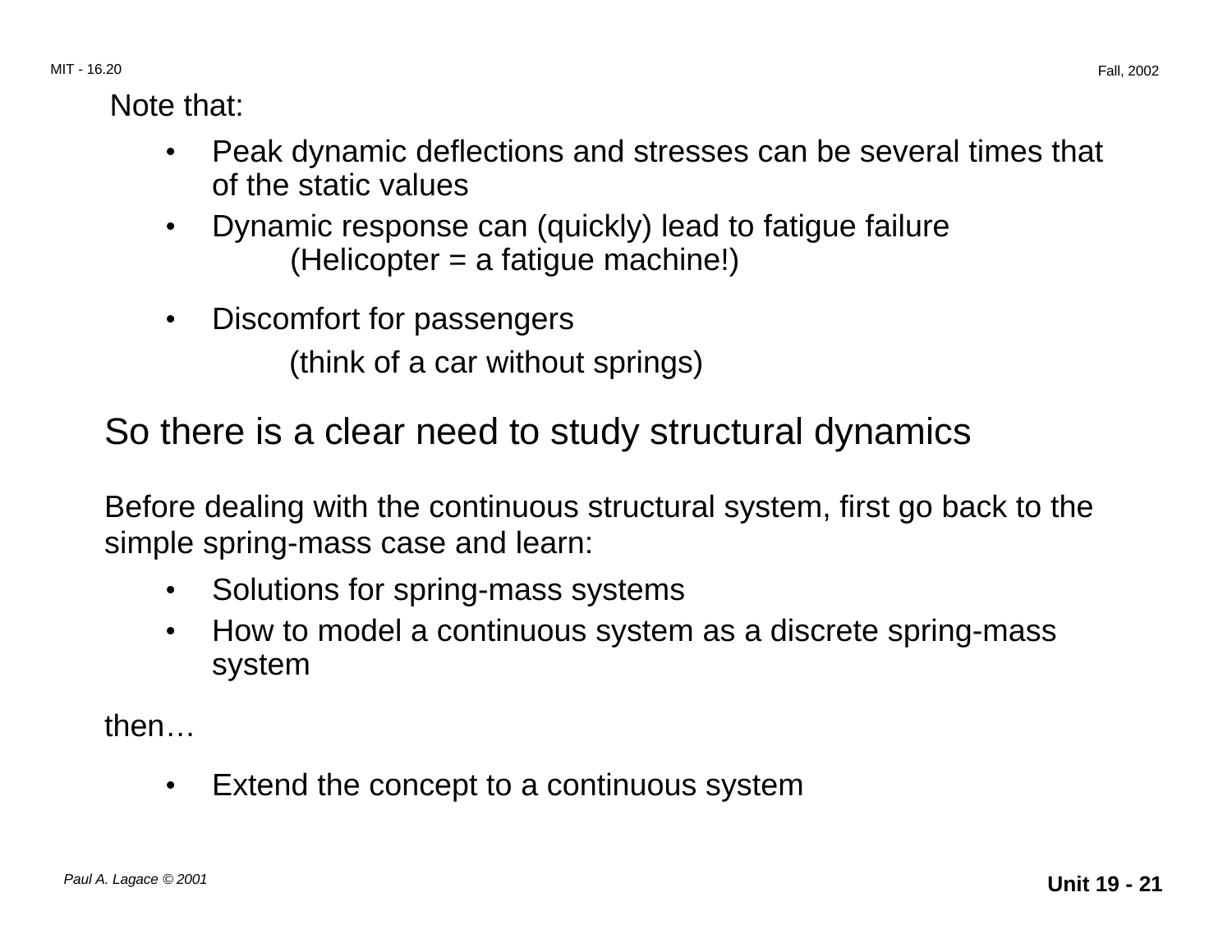Note that:

- Peak dynamic deflections and stresses can be several times that of the static values
- Dynamic response can (quickly) lead to fatigue failure
  (Helicopter = a fatigue machine!)
- Discomfort for passengers
  (think of a car without springs)

So there is a clear need to study structural dynamics

Before dealing with the continuous structural system, first go back to the simple spring-mass case and learn:

- Solutions for spring-mass systems
- How to model a continuous system as a discrete spring-mass system

then…

- Extend the concept to a continuous system